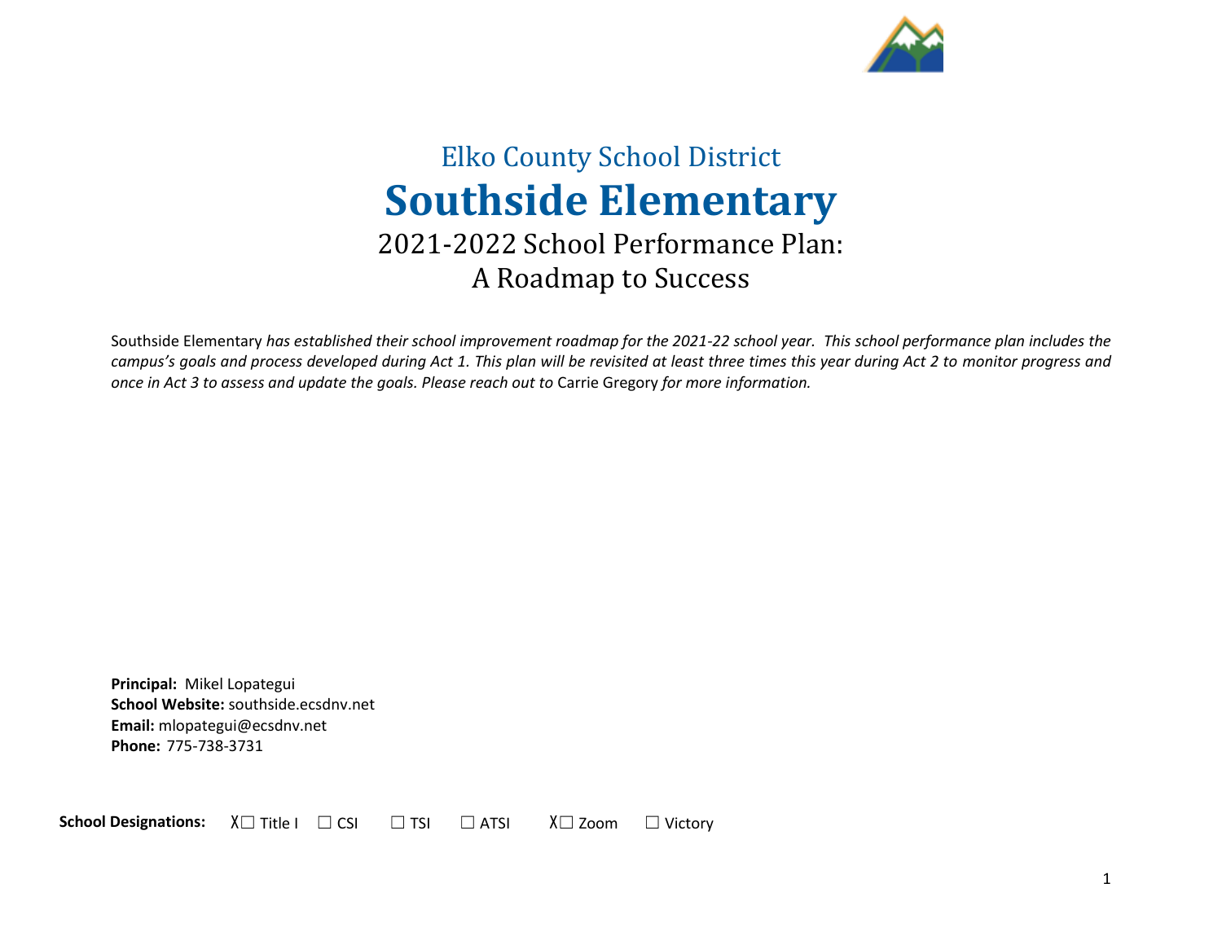Elko County School District

# Southside Elementary

## 2021-2022 School Performance Plan: A Roadmap to Success

Southside Elementary *has established their school improvement roadmap for the 2021-22 school year. This school performance plan includes the campus's goals and process developed during Act 1. This plan will be revisited at least three times this year during Act 2 to monitor progress and once in Act 3 to assess and update the goals. Please reach out to* Carrie Gregory *for more information.*

**Principal:** Mikel Lopategui
**School Website:** southside.ecsdnv.net
**Email:** mlopategui@ecsdnv.net
**Phone:** 775-738-3731

**School Designations:** X☐ Title I ☐ CSI ☐ TSI ☐ ATSI X☐ Zoom ☐ Victory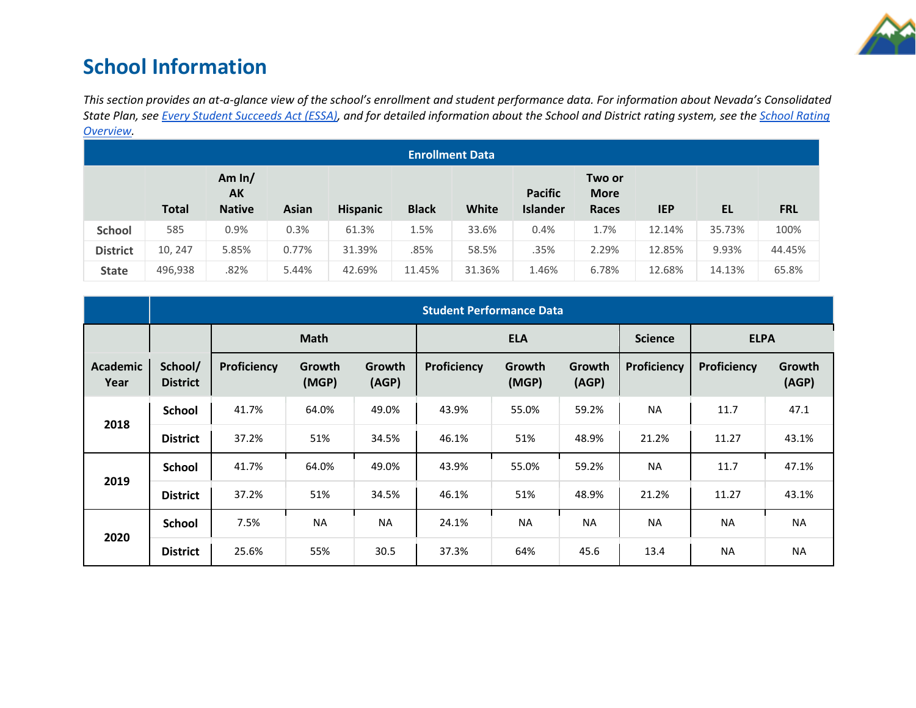# School Information

*This section provides an at-a-glance view of the school's enrollment and student performance data. For information about Nevada's Consolidated State Plan, see [Every Student Succeeds Act (ESSA)](), and for detailed information about the School and District rating system, see the [School Rating Overview]().*

| Enrollment Data | | | | | | | | | | | |
|---|---|---|---|---|---|---|---|---|---|---|---|
| | Total | Am In/ AK Native | Asian | Hispanic | Black | White | Pacific Islander | Two or More Races | IEP | EL | FRL |
| School | 585 | 0.9% | 0.3% | 61.3% | 1.5% | 33.6% | 0.4% | 1.7% | 12.14% | 35.73% | 100% |
| District | 10, 247 | 5.85% | 0.77% | 31.39% | .85% | 58.5% | .35% | 2.29% | 12.85% | 9.93% | 44.45% |
| State | 496,938 | .82% | 5.44% | 42.69% | 11.45% | 31.36% | 1.46% | 6.78% | 12.68% | 14.13% | 65.8% |

| | Student Performance Data | | | | | | | | | |
|---|---|---|---|---|---|---|---|---|---|---|
| | | Math | | | ELA | | | Science | ELPA | |
| Academic Year | School/ District | Proficiency | Growth (MGP) | Growth (AGP) | Proficiency | Growth (MGP) | Growth (AGP) | Proficiency | Proficiency | Growth (AGP) |
| 2018 | School | 41.7% | 64.0% | 49.0% | 43.9% | 55.0% | 59.2% | NA | 11.7 | 47.1 |
| | District | 37.2% | 51% | 34.5% | 46.1% | 51% | 48.9% | 21.2% | 11.27 | 43.1% |
| 2019 | School | 41.7% | 64.0% | 49.0% | 43.9% | 55.0% | 59.2% | NA | 11.7 | 47.1% |
| | District | 37.2% | 51% | 34.5% | 46.1% | 51% | 48.9% | 21.2% | 11.27 | 43.1% |
| 2020 | School | 7.5% | NA | NA | 24.1% | NA | NA | NA | NA | NA |
| | District | 25.6% | 55% | 30.5 | 37.3% | 64% | 45.6 | 13.4 | NA | NA |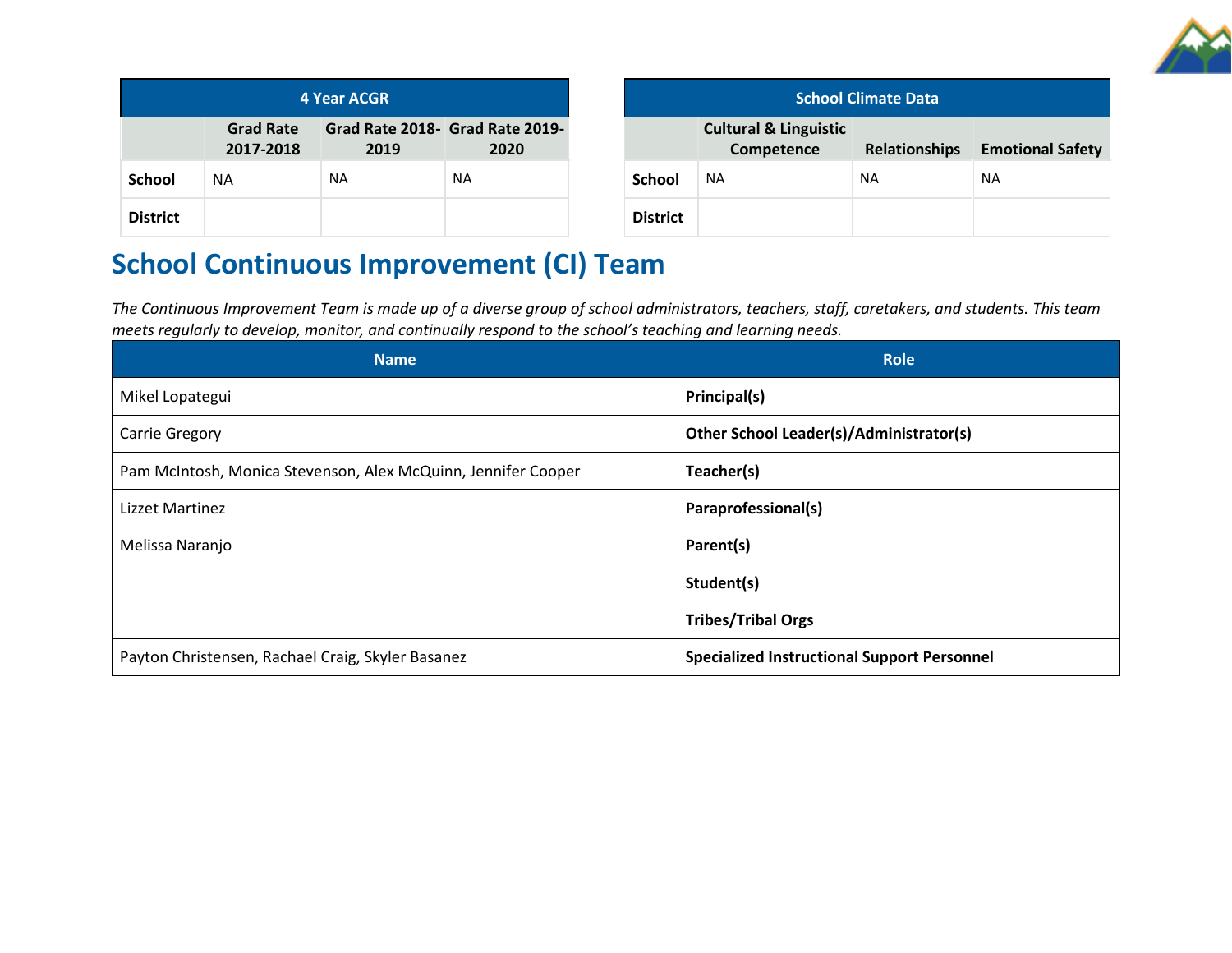| 4 Year ACGR | | | |
|---|---|---|---|
| | Grad Rate 2017-2018 | Grad Rate 2018-2019 | Grad Rate 2019-2020 |
| **School** | NA | NA | NA |
| **District** | | | |

| School Climate Data | | | |
|---|---|---|---|
| | Cultural & Linguistic Competence | Relationships | Emotional Safety |
| **School** | NA | NA | NA |
| **District** | | | |

## School Continuous Improvement (CI) Team

*The Continuous Improvement Team is made up of a diverse group of school administrators, teachers, staff, caretakers, and students. This team meets regularly to develop, monitor, and continually respond to the school's teaching and learning needs.*

| Name | Role |
|---|---|
| Mikel Lopategui | **Principal(s)** |
| Carrie Gregory | **Other School Leader(s)/Administrator(s)** |
| Pam McIntosh, Monica Stevenson, Alex McQuinn, Jennifer Cooper | **Teacher(s)** |
| Lizzet Martinez | **Paraprofessional(s)** |
| Melissa Naranjo | **Parent(s)** |
| | **Student(s)** |
| | **Tribes/Tribal Orgs** |
| Payton Christensen, Rachael Craig, Skyler Basanez | **Specialized Instructional Support Personnel** |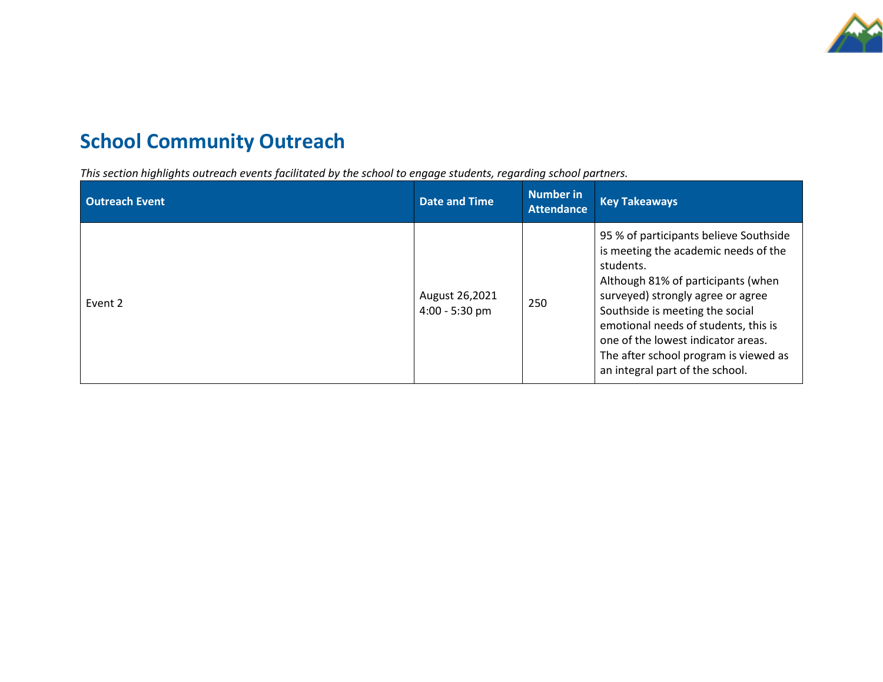## School Community Outreach

*This section highlights outreach events facilitated by the school to engage students, regarding school partners.*

| Outreach Event | Date and Time | Number in Attendance | Key Takeaways |
|---|---|---|---|
| Event 2 | August 26,2021 4:00 - 5:30 pm | 250 | 95 % of participants believe Southside is meeting the academic needs of the students. Although 81% of participants (when surveyed) strongly agree or agree Southside is meeting the social emotional needs of students, this is one of the lowest indicator areas. The after school program is viewed as an integral part of the school. |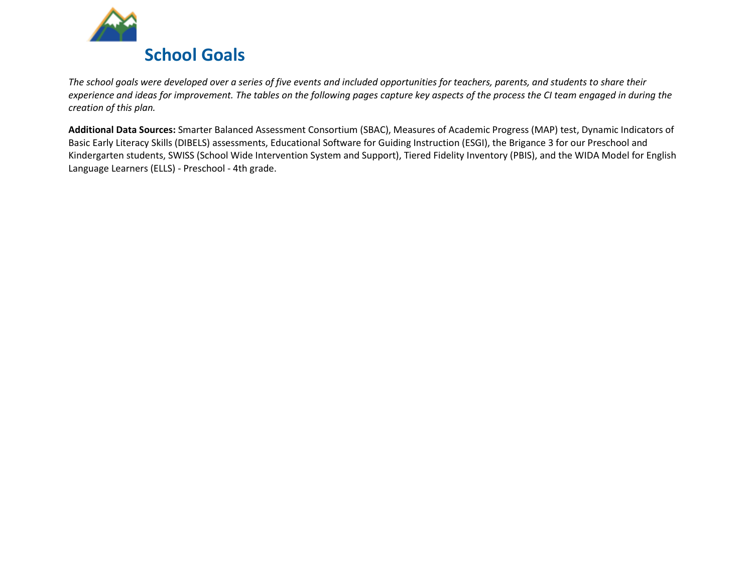# School Goals

*The school goals were developed over a series of five events and included opportunities for teachers, parents, and students to share their experience and ideas for improvement. The tables on the following pages capture key aspects of the process the CI team engaged in during the creation of this plan.*

**Additional Data Sources:** Smarter Balanced Assessment Consortium (SBAC), Measures of Academic Progress (MAP) test, Dynamic Indicators of Basic Early Literacy Skills (DIBELS) assessments, Educational Software for Guiding Instruction (ESGI), the Brigance 3 for our Preschool and Kindergarten students, SWISS (School Wide Intervention System and Support), Tiered Fidelity Inventory (PBIS), and the WIDA Model for English Language Learners (ELLS) - Preschool - 4th grade.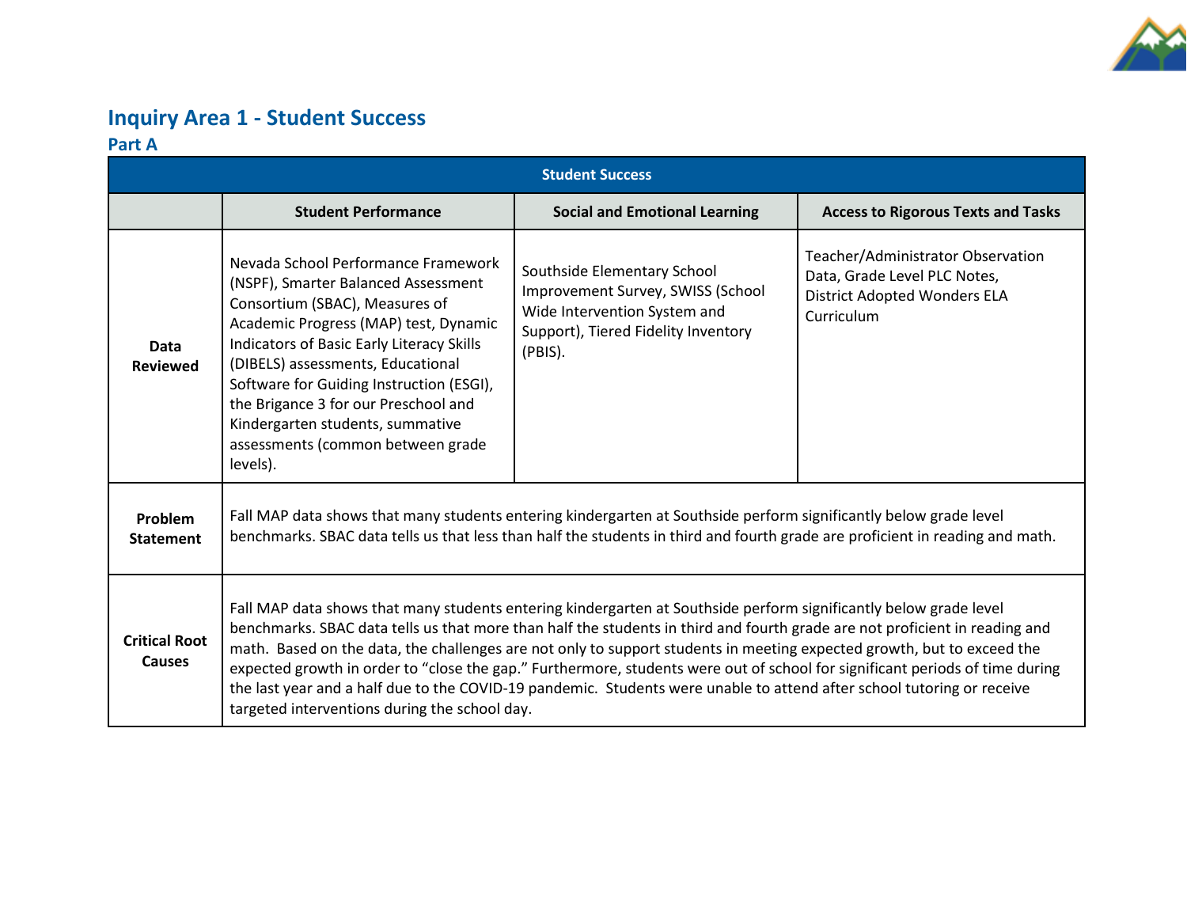## Inquiry Area 1 - Student Success

### Part A

| Student Success | | | |
|---|---|---|---|
| | **Student Performance** | **Social and Emotional Learning** | **Access to Rigorous Texts and Tasks** |
| **Data Reviewed** | Nevada School Performance Framework (NSPF), Smarter Balanced Assessment Consortium (SBAC), Measures of Academic Progress (MAP) test, Dynamic Indicators of Basic Early Literacy Skills (DIBELS) assessments, Educational Software for Guiding Instruction (ESGI), the Brigance 3 for our Preschool and Kindergarten students, summative assessments (common between grade levels). | Southside Elementary School Improvement Survey, SWISS (School Wide Intervention System and Support), Tiered Fidelity Inventory (PBIS). | Teacher/Administrator Observation Data, Grade Level PLC Notes, District Adopted Wonders ELA Curriculum |
| **Problem Statement** | Fall MAP data shows that many students entering kindergarten at Southside perform significantly below grade level benchmarks. SBAC data tells us that less than half the students in third and fourth grade are proficient in reading and math. | | |
| **Critical Root Causes** | Fall MAP data shows that many students entering kindergarten at Southside perform significantly below grade level benchmarks. SBAC data tells us that more than half the students in third and fourth grade are not proficient in reading and math. Based on the data, the challenges are not only to support students in meeting expected growth, but to exceed the expected growth in order to "close the gap." Furthermore, students were out of school for significant periods of time during the last year and a half due to the COVID-19 pandemic. Students were unable to attend after school tutoring or receive targeted interventions during the school day. | | |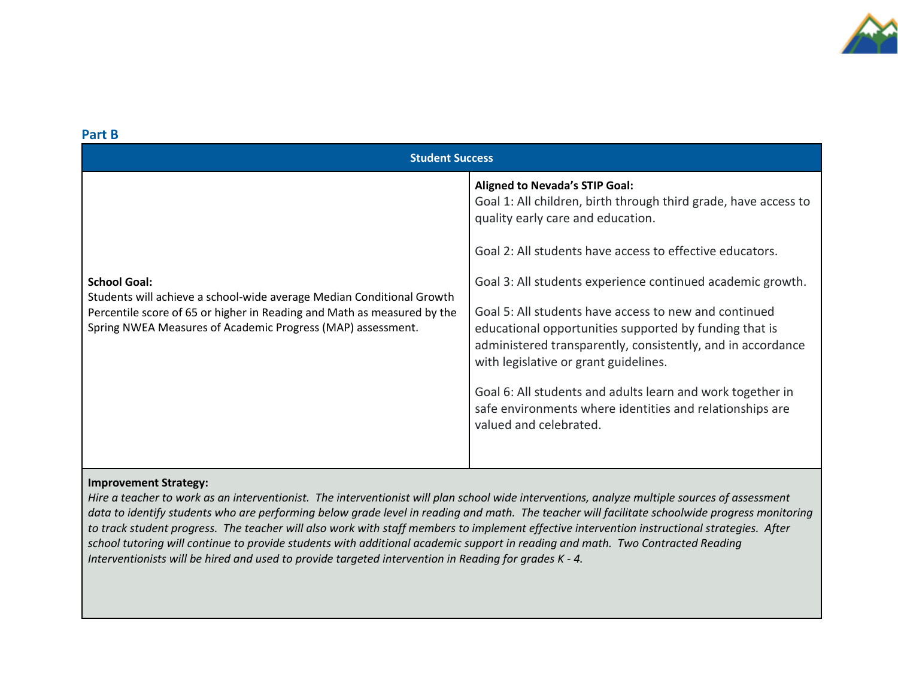## Part B

| Student Success | |
|---|---|
| **School Goal:**<br>Students will achieve a school-wide average Median Conditional Growth Percentile score of 65 or higher in Reading and Math as measured by the Spring NWEA Measures of Academic Progress (MAP) assessment. | **Aligned to Nevada's STIP Goal:**<br>Goal 1: All children, birth through third grade, have access to quality early care and education.<br><br>Goal 2: All students have access to effective educators.<br><br>Goal 3: All students experience continued academic growth.<br><br>Goal 5: All students have access to new and continued educational opportunities supported by funding that is administered transparently, consistently, and in accordance with legislative or grant guidelines.<br><br>Goal 6: All students and adults learn and work together in safe environments where identities and relationships are valued and celebrated. |
| **Improvement Strategy:**<br>*Hire a teacher to work as an interventionist. The interventionist will plan school wide interventions, analyze multiple sources of assessment data to identify students who are performing below grade level in reading and math. The teacher will facilitate schoolwide progress monitoring to track student progress. The teacher will also work with staff members to implement effective intervention instructional strategies. After school tutoring will continue to provide students with additional academic support in reading and math. Two Contracted Reading Interventionists will be hired and used to provide targeted intervention in Reading for grades K - 4.* | |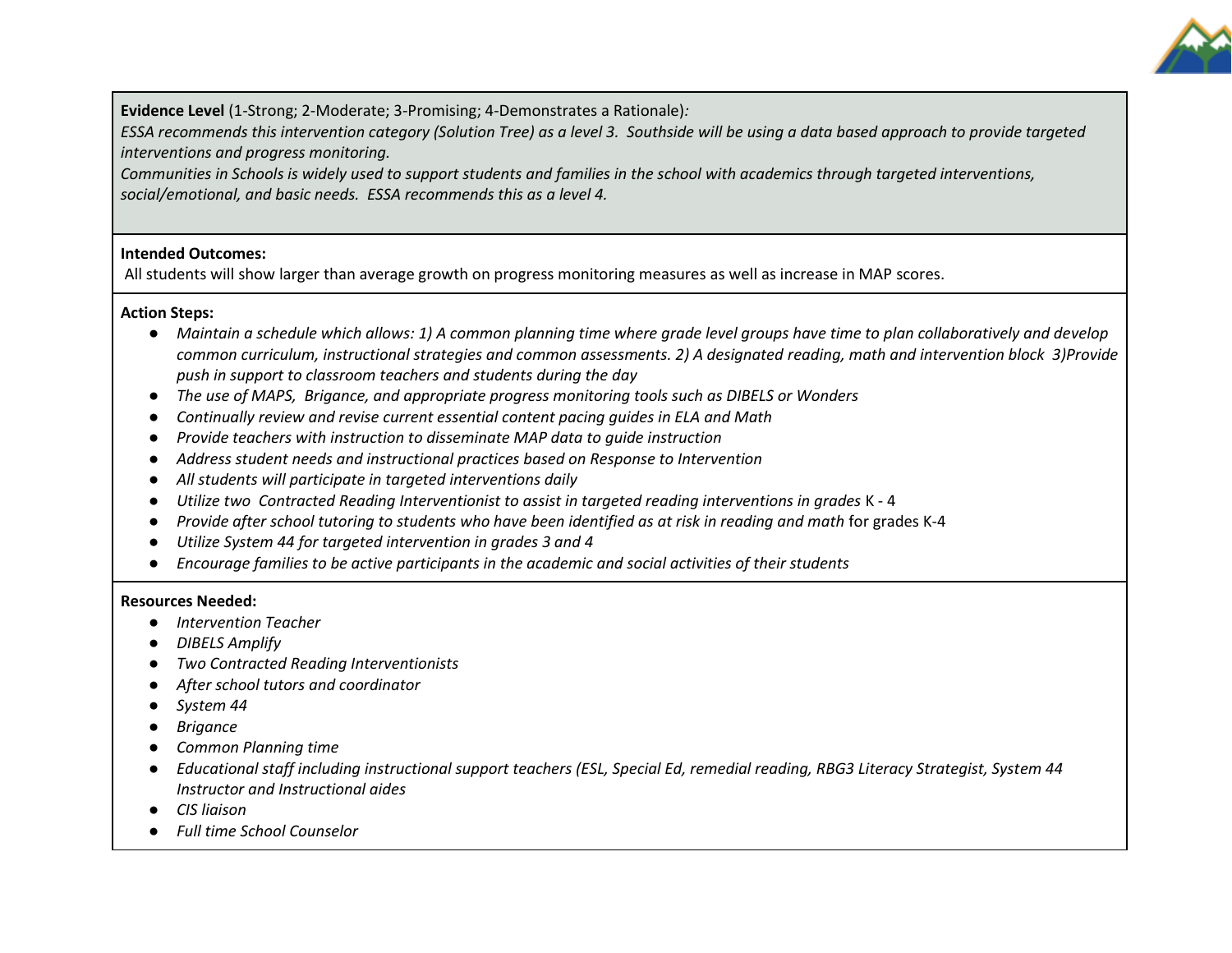**Evidence Level** (1-Strong; 2-Moderate; 3-Promising; 4-Demonstrates a Rationale)*:*
*ESSA recommends this intervention category (Solution Tree) as a level 3. Southside will be using a data based approach to provide targeted interventions and progress monitoring.*
*Communities in Schools is widely used to support students and families in the school with academics through targeted interventions, social/emotional, and basic needs. ESSA recommends this as a level 4.*

**Intended Outcomes:**
All students will show larger than average growth on progress monitoring measures as well as increase in MAP scores.

**Action Steps:**

- *Maintain a schedule which allows: 1) A common planning time where grade level groups have time to plan collaboratively and develop common curriculum, instructional strategies and common assessments. 2) A designated reading, math and intervention block 3)Provide push in support to classroom teachers and students during the day*
- *The use of MAPS, Brigance, and appropriate progress monitoring tools such as DIBELS or Wonders*
- *Continually review and revise current essential content pacing guides in ELA and Math*
- *Provide teachers with instruction to disseminate MAP data to guide instruction*
- *Address student needs and instructional practices based on Response to Intervention*
- *All students will participate in targeted interventions daily*
- *Utilize two Contracted Reading Interventionist to assist in targeted reading interventions in grades* K - 4
- *Provide after school tutoring to students who have been identified as at risk in reading and math* for grades K-4
- *Utilize System 44 for targeted intervention in grades 3 and 4*
- *Encourage families to be active participants in the academic and social activities of their students*

**Resources Needed:**

- *Intervention Teacher*
- *DIBELS Amplify*
- *Two Contracted Reading Interventionists*
- *After school tutors and coordinator*
- *System 44*
- *Brigance*
- *Common Planning time*
- *Educational staff including instructional support teachers (ESL, Special Ed, remedial reading, RBG3 Literacy Strategist, System 44 Instructor and Instructional aides*
- *CIS liaison*
- *Full time School Counselor*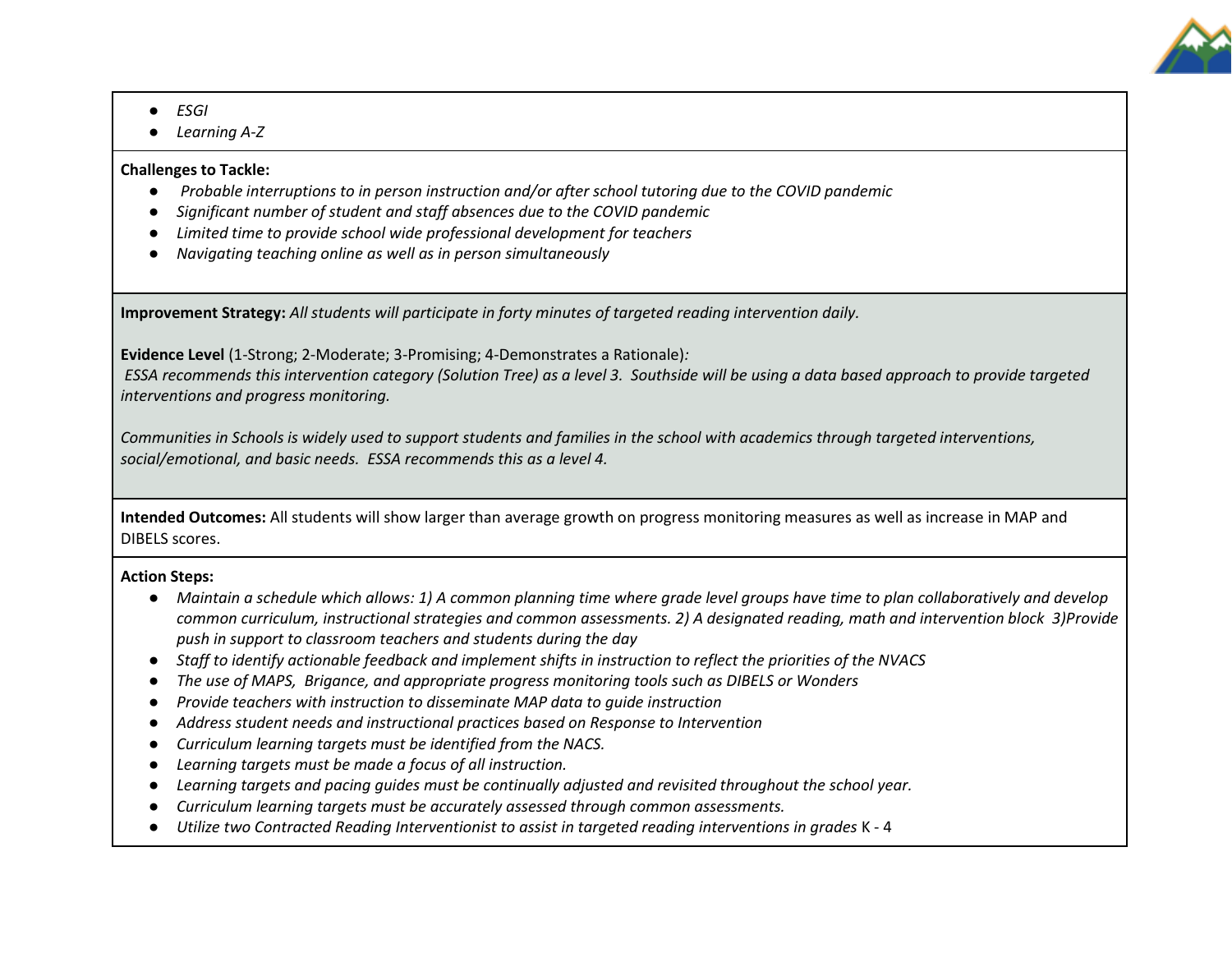- *ESGI*
- *Learning A-Z*

**Challenges to Tackle:**

- *Probable interruptions to in person instruction and/or after school tutoring due to the COVID pandemic*
- *Significant number of student and staff absences due to the COVID pandemic*
- *Limited time to provide school wide professional development for teachers*
- *Navigating teaching online as well as in person simultaneously*

**Improvement Strategy:** *All students will participate in forty minutes of targeted reading intervention daily.*

**Evidence Level** (1-Strong; 2-Moderate; 3-Promising; 4-Demonstrates a Rationale)*:*
*ESSA recommends this intervention category (Solution Tree) as a level 3. Southside will be using a data based approach to provide targeted interventions and progress monitoring.*

*Communities in Schools is widely used to support students and families in the school with academics through targeted interventions, social/emotional, and basic needs. ESSA recommends this as a level 4.*

**Intended Outcomes:** All students will show larger than average growth on progress monitoring measures as well as increase in MAP and DIBELS scores.

**Action Steps:**

- *Maintain a schedule which allows: 1) A common planning time where grade level groups have time to plan collaboratively and develop common curriculum, instructional strategies and common assessments. 2) A designated reading, math and intervention block 3)Provide push in support to classroom teachers and students during the day*
- *Staff to identify actionable feedback and implement shifts in instruction to reflect the priorities of the NVACS*
- *The use of MAPS, Brigance, and appropriate progress monitoring tools such as DIBELS or Wonders*
- *Provide teachers with instruction to disseminate MAP data to guide instruction*
- *Address student needs and instructional practices based on Response to Intervention*
- *Curriculum learning targets must be identified from the NACS.*
- *Learning targets must be made a focus of all instruction.*
- *Learning targets and pacing guides must be continually adjusted and revisited throughout the school year.*
- *Curriculum learning targets must be accurately assessed through common assessments.*
- *Utilize two Contracted Reading Interventionist to assist in targeted reading interventions in grades* K - 4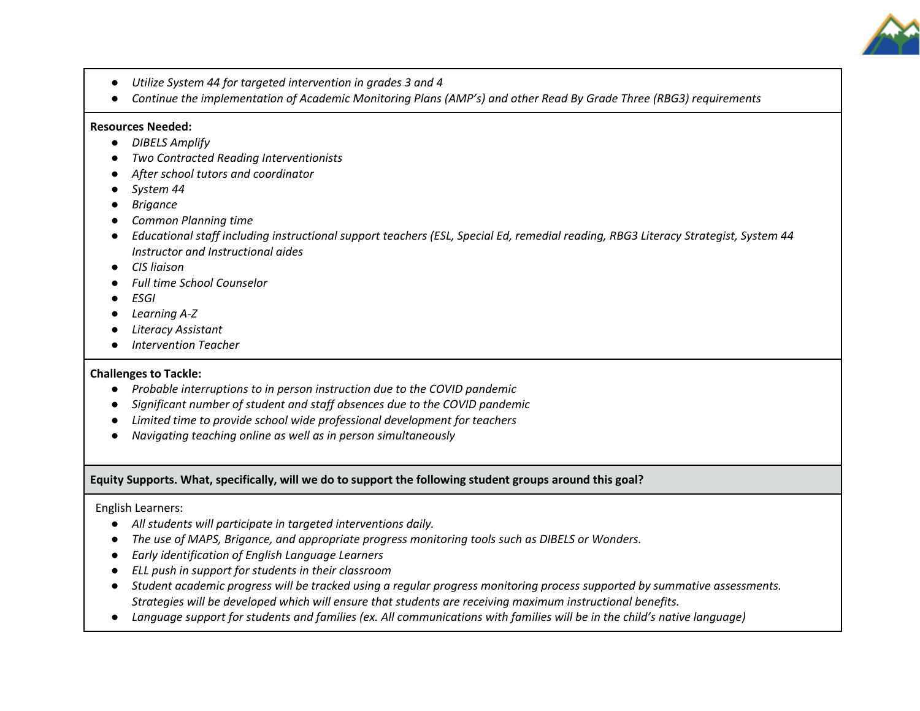- *Utilize System 44 for targeted intervention in grades 3 and 4*
- *Continue the implementation of Academic Monitoring Plans (AMP's) and other Read By Grade Three (RBG3) requirements*

**Resources Needed:**

- *DIBELS Amplify*
- *Two Contracted Reading Interventionists*
- *After school tutors and coordinator*
- *System 44*
- *Brigance*
- *Common Planning time*
- *Educational staff including instructional support teachers (ESL, Special Ed, remedial reading, RBG3 Literacy Strategist, System 44 Instructor and Instructional aides*
- *CIS liaison*
- *Full time School Counselor*
- *ESGI*
- *Learning A-Z*
- *Literacy Assistant*
- *Intervention Teacher*

**Challenges to Tackle:**

- *Probable interruptions to in person instruction due to the COVID pandemic*
- *Significant number of student and staff absences due to the COVID pandemic*
- *Limited time to provide school wide professional development for teachers*
- *Navigating teaching online as well as in person simultaneously*

**Equity Supports. What, specifically, will we do to support the following student groups around this goal?**

English Learners:

- *All students will participate in targeted interventions daily.*
- *The use of MAPS, Brigance, and appropriate progress monitoring tools such as DIBELS or Wonders.*
- *Early identification of English Language Learners*
- *ELL push in support for students in their classroom*
- *Student academic progress will be tracked using a regular progress monitoring process supported by summative assessments. Strategies will be developed which will ensure that students are receiving maximum instructional benefits.*
- *Language support for students and families (ex. All communications with families will be in the child's native language)*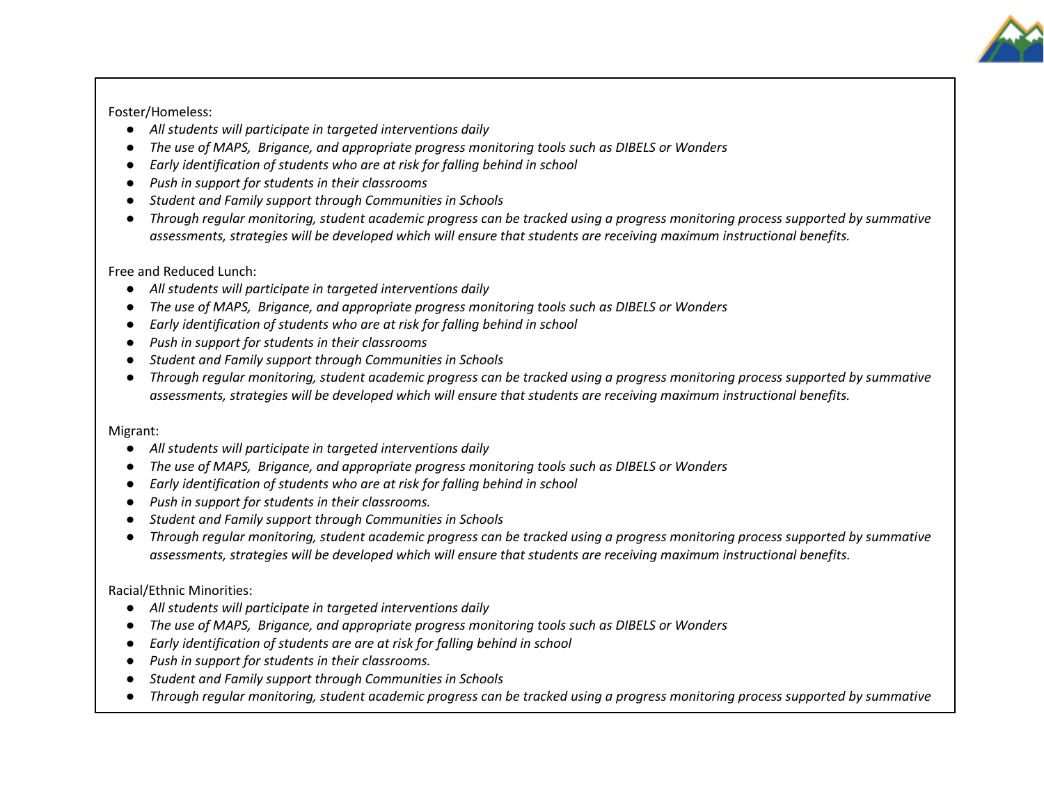Foster/Homeless:

- *All students will participate in targeted interventions daily*
- *The use of MAPS,  Brigance, and appropriate progress monitoring tools such as DIBELS or Wonders*
- *Early identification of students who are at risk for falling behind in school*
- *Push in support for students in their classrooms*
- *Student and Family support through Communities in Schools*
- *Through regular monitoring, student academic progress can be tracked using a progress monitoring process supported by summative assessments, strategies will be developed which will ensure that students are receiving maximum instructional benefits.*

Free and Reduced Lunch:

- *All students will participate in targeted interventions daily*
- *The use of MAPS,  Brigance, and appropriate progress monitoring tools such as DIBELS or Wonders*
- *Early identification of students who are at risk for falling behind in school*
- *Push in support for students in their classrooms*
- *Student and Family support through Communities in Schools*
- *Through regular monitoring, student academic progress can be tracked using a progress monitoring process supported by summative assessments, strategies will be developed which will ensure that students are receiving maximum instructional benefits.*

Migrant:

- *All students will participate in targeted interventions daily*
- *The use of MAPS,  Brigance, and appropriate progress monitoring tools such as DIBELS or Wonders*
- *Early identification of students who are at risk for falling behind in school*
- *Push in support for students in their classrooms.*
- *Student and Family support through Communities in Schools*
- *Through regular monitoring, student academic progress can be tracked using a progress monitoring process supported by summative assessments, strategies will be developed which will ensure that students are receiving maximum instructional benefits.*

Racial/Ethnic Minorities:

- *All students will participate in targeted interventions daily*
- *The use of MAPS,  Brigance, and appropriate progress monitoring tools such as DIBELS or Wonders*
- *Early identification of students are are at risk for falling behind in school*
- *Push in support for students in their classrooms.*
- *Student and Family support through Communities in Schools*
- *Through regular monitoring, student academic progress can be tracked using a progress monitoring process supported by summative*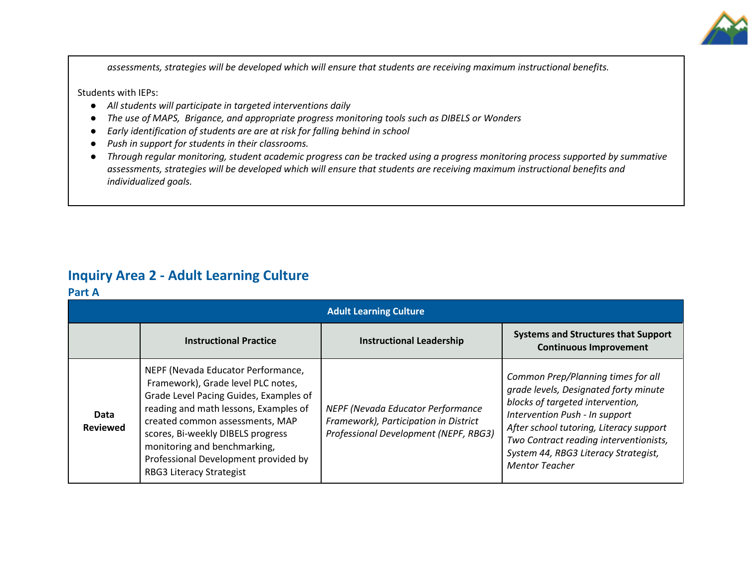*assessments, strategies will be developed which will ensure that students are receiving maximum instructional benefits.*

Students with IEPs:

- *All students will participate in targeted interventions daily*
- *The use of MAPS, Brigance, and appropriate progress monitoring tools such as DIBELS or Wonders*
- *Early identification of students are are at risk for falling behind in school*
- *Push in support for students in their classrooms.*
- *Through regular monitoring, student academic progress can be tracked using a progress monitoring process supported by summative assessments, strategies will be developed which will ensure that students are receiving maximum instructional benefits and individualized goals.*

## Inquiry Area 2 - Adult Learning Culture

### Part A

| Adult Learning Culture | | | |
|---|---|---|---|
| | **Instructional Practice** | **Instructional Leadership** | **Systems and Structures that Support Continuous Improvement** |
| **Data Reviewed** | NEPF (Nevada Educator Performance, Framework), Grade level PLC notes, Grade Level Pacing Guides, Examples of reading and math lessons, Examples of created common assessments, MAP scores, Bi-weekly DIBELS progress monitoring and benchmarking, Professional Development provided by RBG3 Literacy Strategist | *NEPF (Nevada Educator Performance Framework), Participation in District Professional Development (NEPF, RBG3)* | *Common Prep/Planning times for all grade levels, Designated forty minute blocks of targeted intervention, Intervention Push - In support After school tutoring, Literacy support Two Contract reading interventionists, System 44, RBG3 Literacy Strategist, Mentor Teacher* |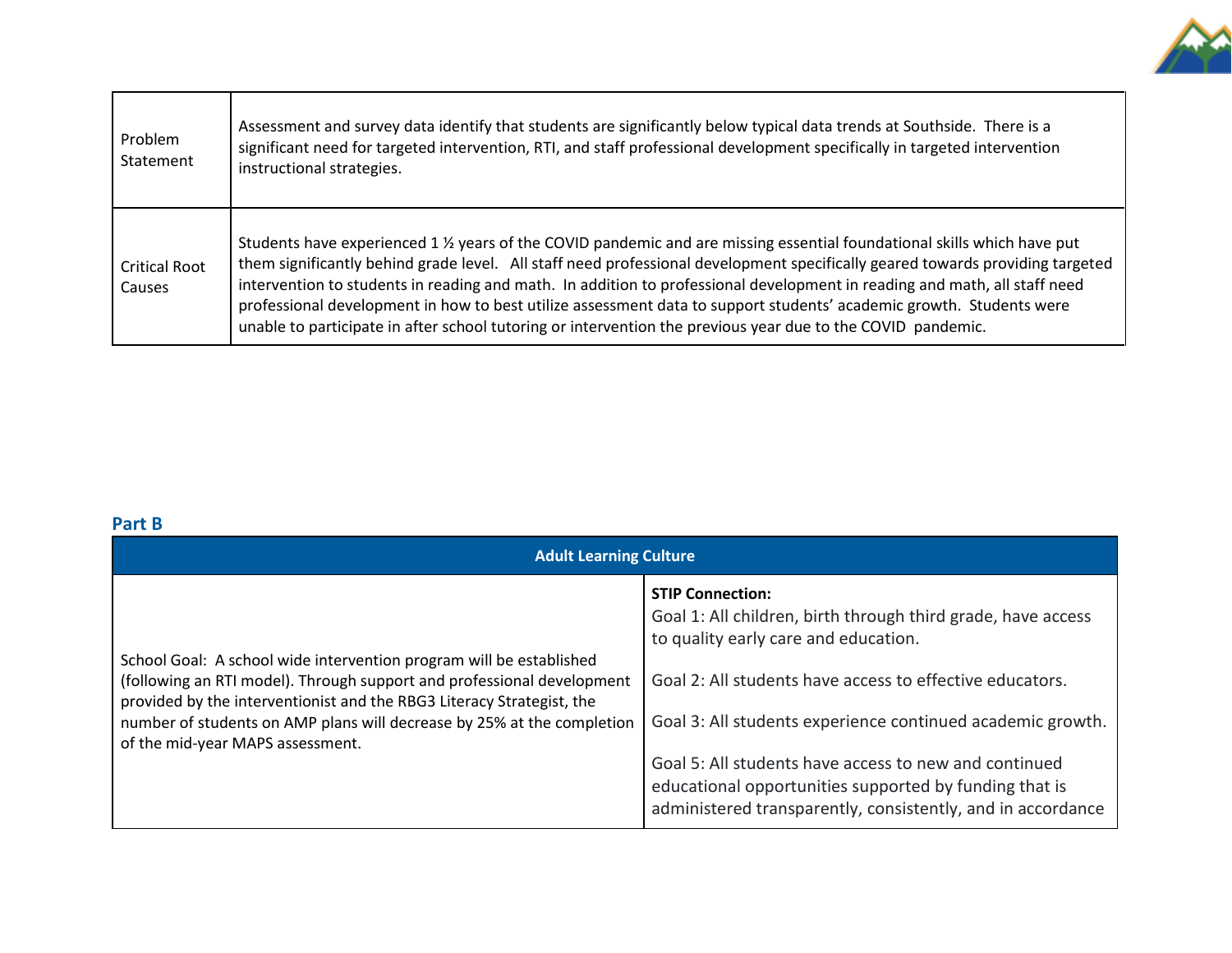| Problem Statement | Assessment and survey data identify that students are significantly below typical data trends at Southside. There is a significant need for targeted intervention, RTI, and staff professional development specifically in targeted intervention instructional strategies. |
|---|---|
| Critical Root Causes | Students have experienced 1 ½ years of the COVID pandemic and are missing essential foundational skills which have put them significantly behind grade level. All staff need professional development specifically geared towards providing targeted intervention to students in reading and math. In addition to professional development in reading and math, all staff need professional development in how to best utilize assessment data to support students' academic growth. Students were unable to participate in after school tutoring or intervention the previous year due to the COVID pandemic. |

## Part B

| Adult Learning Culture | |
|---|---|
| School Goal: A school wide intervention program will be established (following an RTI model). Through support and professional development provided by the interventionist and the RBG3 Literacy Strategist, the number of students on AMP plans will decrease by 25% at the completion of the mid-year MAPS assessment. | **STIP Connection:**<br>Goal 1: All children, birth through third grade, have access to quality early care and education.<br><br>Goal 2: All students have access to effective educators.<br><br>Goal 3: All students experience continued academic growth.<br><br>Goal 5: All students have access to new and continued educational opportunities supported by funding that is administered transparently, consistently, and in accordance |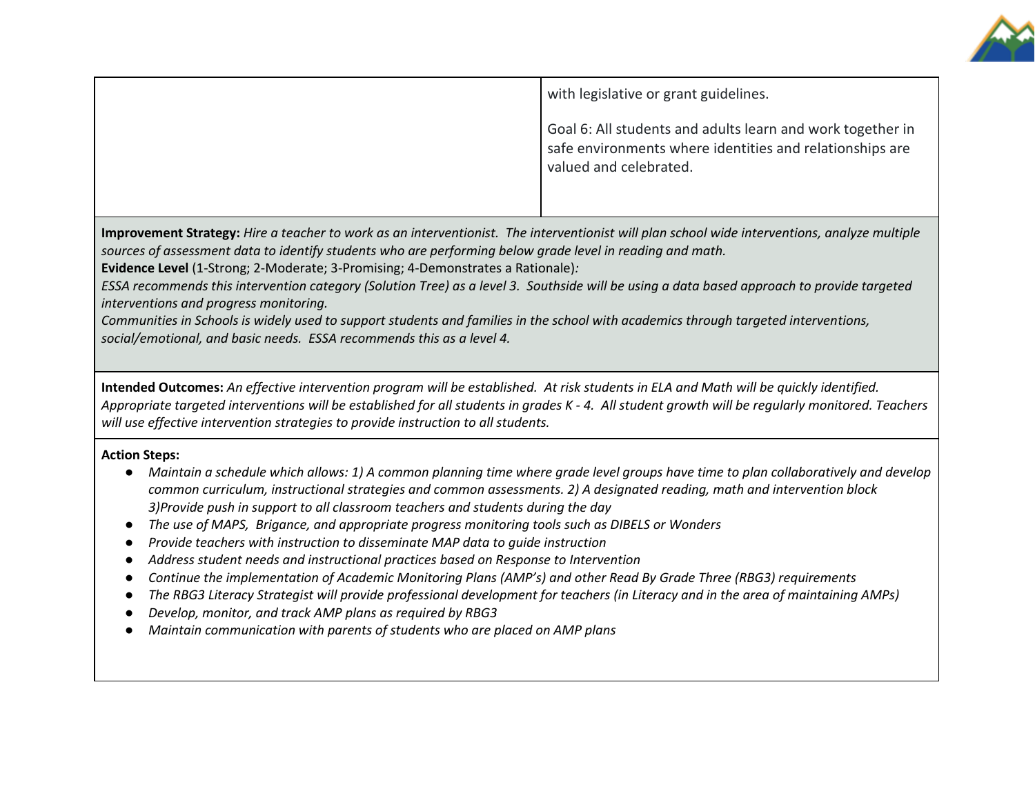| | |
|---|---|
| | with legislative or grant guidelines.<br><br>Goal 6: All students and adults learn and work together in safe environments where identities and relationships are valued and celebrated. |

**Improvement Strategy:** *Hire a teacher to work as an interventionist. The interventionist will plan school wide interventions, analyze multiple sources of assessment data to identify students who are performing below grade level in reading and math.*
**Evidence Level** (1-Strong; 2-Moderate; 3-Promising; 4-Demonstrates a Rationale)*:*
*ESSA recommends this intervention category (Solution Tree) as a level 3. Southside will be using a data based approach to provide targeted interventions and progress monitoring.*
*Communities in Schools is widely used to support students and families in the school with academics through targeted interventions, social/emotional, and basic needs. ESSA recommends this as a level 4.*

**Intended Outcomes:** *An effective intervention program will be established. At risk students in ELA and Math will be quickly identified. Appropriate targeted interventions will be established for all students in grades K - 4. All student growth will be regularly monitored. Teachers will use effective intervention strategies to provide instruction to all students.*

**Action Steps:**

- *Maintain a schedule which allows: 1) A common planning time where grade level groups have time to plan collaboratively and develop common curriculum, instructional strategies and common assessments. 2) A designated reading, math and intervention block 3)Provide push in support to all classroom teachers and students during the day*
- *The use of MAPS, Brigance, and appropriate progress monitoring tools such as DIBELS or Wonders*
- *Provide teachers with instruction to disseminate MAP data to guide instruction*
- *Address student needs and instructional practices based on Response to Intervention*
- *Continue the implementation of Academic Monitoring Plans (AMP's) and other Read By Grade Three (RBG3) requirements*
- *The RBG3 Literacy Strategist will provide professional development for teachers (in Literacy and in the area of maintaining AMPs)*
- *Develop, monitor, and track AMP plans as required by RBG3*
- *Maintain communication with parents of students who are placed on AMP plans*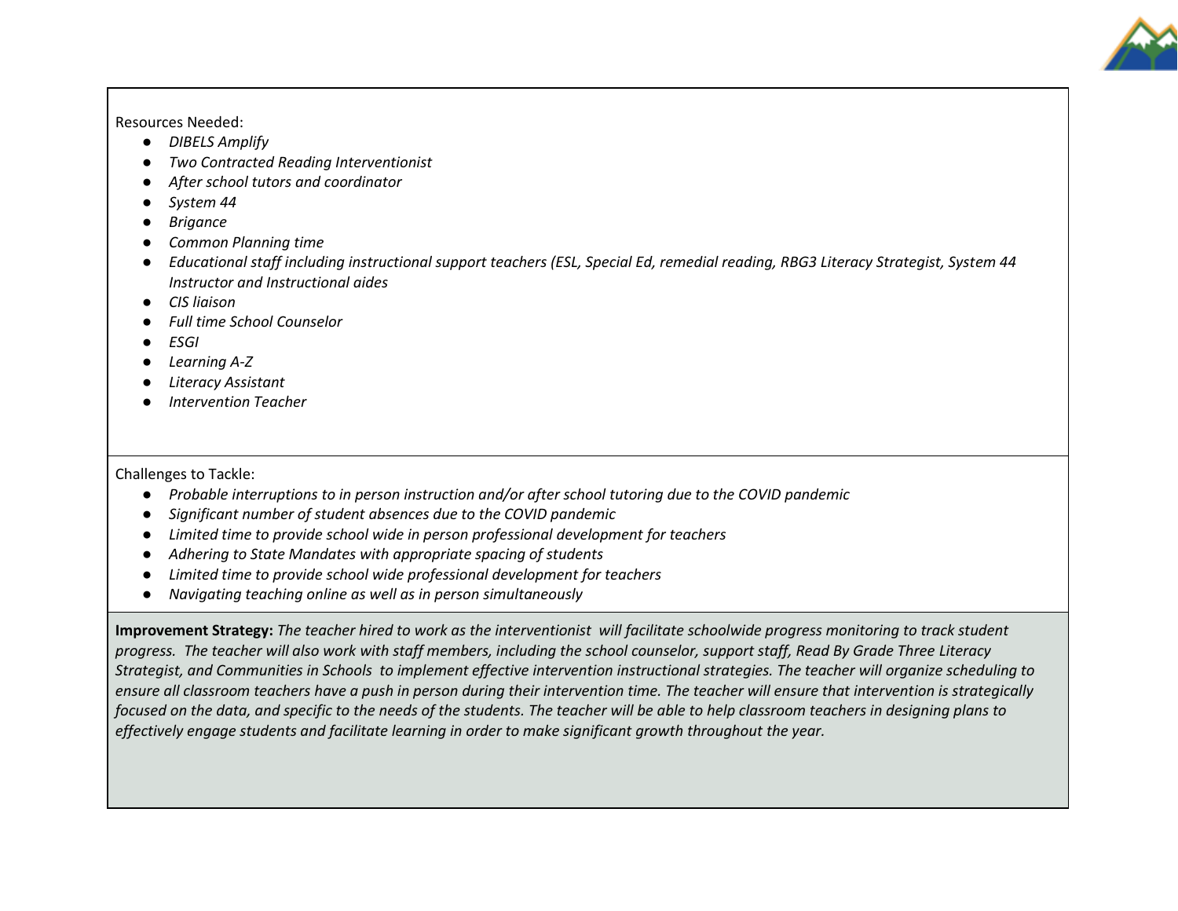Resources Needed:

- *DIBELS Amplify*
- *Two Contracted Reading Interventionist*
- *After school tutors and coordinator*
- *System 44*
- *Brigance*
- *Common Planning time*
- *Educational staff including instructional support teachers (ESL, Special Ed, remedial reading, RBG3 Literacy Strategist, System 44 Instructor and Instructional aides*
- *CIS liaison*
- *Full time School Counselor*
- *ESGI*
- *Learning A-Z*
- *Literacy Assistant*
- *Intervention Teacher*

Challenges to Tackle:

- *Probable interruptions to in person instruction and/or after school tutoring due to the COVID pandemic*
- *Significant number of student absences due to the COVID pandemic*
- *Limited time to provide school wide in person professional development for teachers*
- *Adhering to State Mandates with appropriate spacing of students*
- *Limited time to provide school wide professional development for teachers*
- *Navigating teaching online as well as in person simultaneously*

**Improvement Strategy:** *The teacher hired to work as the interventionist will facilitate schoolwide progress monitoring to track student progress. The teacher will also work with staff members, including the school counselor, support staff, Read By Grade Three Literacy Strategist, and Communities in Schools to implement effective intervention instructional strategies. The teacher will organize scheduling to ensure all classroom teachers have a push in person during their intervention time. The teacher will ensure that intervention is strategically focused on the data, and specific to the needs of the students. The teacher will be able to help classroom teachers in designing plans to effectively engage students and facilitate learning in order to make significant growth throughout the year.*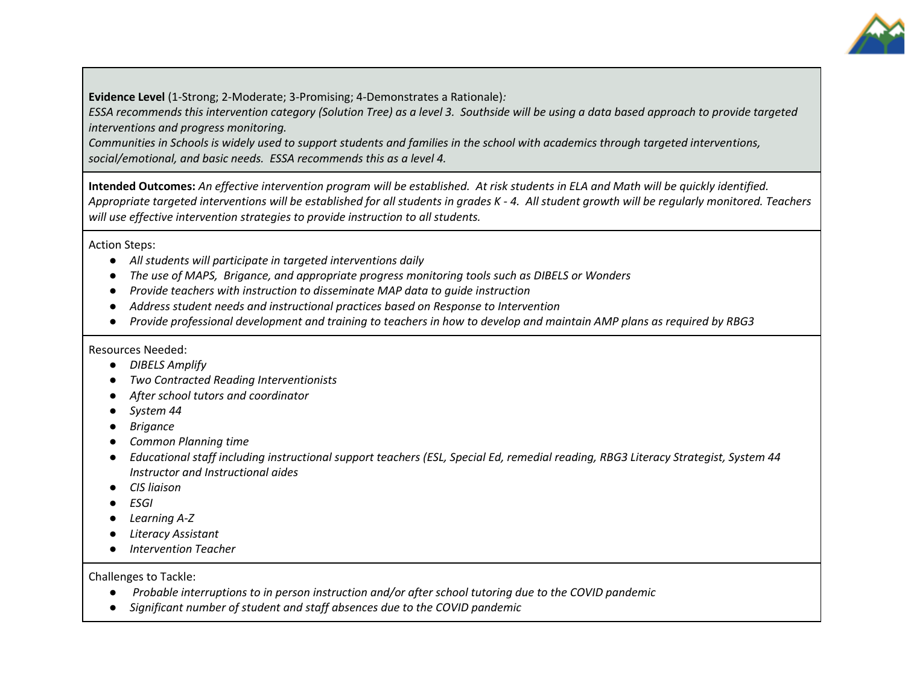**Evidence Level** (1-Strong; 2-Moderate; 3-Promising; 4-Demonstrates a Rationale)*:*
*ESSA recommends this intervention category (Solution Tree) as a level 3. Southside will be using a data based approach to provide targeted interventions and progress monitoring.*
*Communities in Schools is widely used to support students and families in the school with academics through targeted interventions, social/emotional, and basic needs. ESSA recommends this as a level 4.*

**Intended Outcomes:** *An effective intervention program will be established. At risk students in ELA and Math will be quickly identified. Appropriate targeted interventions will be established for all students in grades K - 4. All student growth will be regularly monitored. Teachers will use effective intervention strategies to provide instruction to all students.*

Action Steps:

- *All students will participate in targeted interventions daily*
- *The use of MAPS, Brigance, and appropriate progress monitoring tools such as DIBELS or Wonders*
- *Provide teachers with instruction to disseminate MAP data to guide instruction*
- *Address student needs and instructional practices based on Response to Intervention*
- *Provide professional development and training to teachers in how to develop and maintain AMP plans as required by RBG3*

Resources Needed:

- *DIBELS Amplify*
- *Two Contracted Reading Interventionists*
- *After school tutors and coordinator*
- *System 44*
- *Brigance*
- *Common Planning time*
- *Educational staff including instructional support teachers (ESL, Special Ed, remedial reading, RBG3 Literacy Strategist, System 44 Instructor and Instructional aides*
- *CIS liaison*
- *ESGI*
- *Learning A-Z*
- *Literacy Assistant*
- *Intervention Teacher*

Challenges to Tackle:

- *Probable interruptions to in person instruction and/or after school tutoring due to the COVID pandemic*
- *Significant number of student and staff absences due to the COVID pandemic*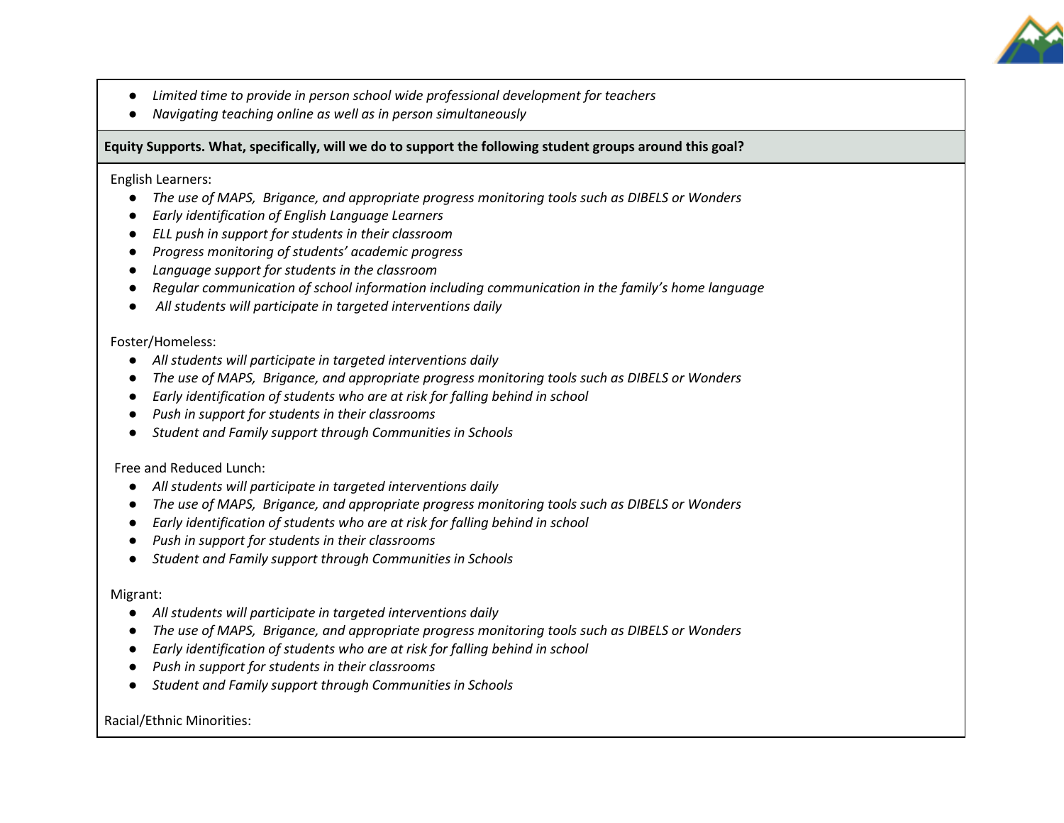- *Limited time to provide in person school wide professional development for teachers*
- *Navigating teaching online as well as in person simultaneously*

**Equity Supports. What, specifically, will we do to support the following student groups around this goal?**

English Learners:

- *The use of MAPS, Brigance, and appropriate progress monitoring tools such as DIBELS or Wonders*
- *Early identification of English Language Learners*
- *ELL push in support for students in their classroom*
- *Progress monitoring of students' academic progress*
- *Language support for students in the classroom*
- *Regular communication of school information including communication in the family's home language*
- *All students will participate in targeted interventions daily*

Foster/Homeless:

- *All students will participate in targeted interventions daily*
- *The use of MAPS, Brigance, and appropriate progress monitoring tools such as DIBELS or Wonders*
- *Early identification of students who are at risk for falling behind in school*
- *Push in support for students in their classrooms*
- *Student and Family support through Communities in Schools*

Free and Reduced Lunch:

- *All students will participate in targeted interventions daily*
- *The use of MAPS, Brigance, and appropriate progress monitoring tools such as DIBELS or Wonders*
- *Early identification of students who are at risk for falling behind in school*
- *Push in support for students in their classrooms*
- *Student and Family support through Communities in Schools*

Migrant:

- *All students will participate in targeted interventions daily*
- *The use of MAPS, Brigance, and appropriate progress monitoring tools such as DIBELS or Wonders*
- *Early identification of students who are at risk for falling behind in school*
- *Push in support for students in their classrooms*
- *Student and Family support through Communities in Schools*

Racial/Ethnic Minorities: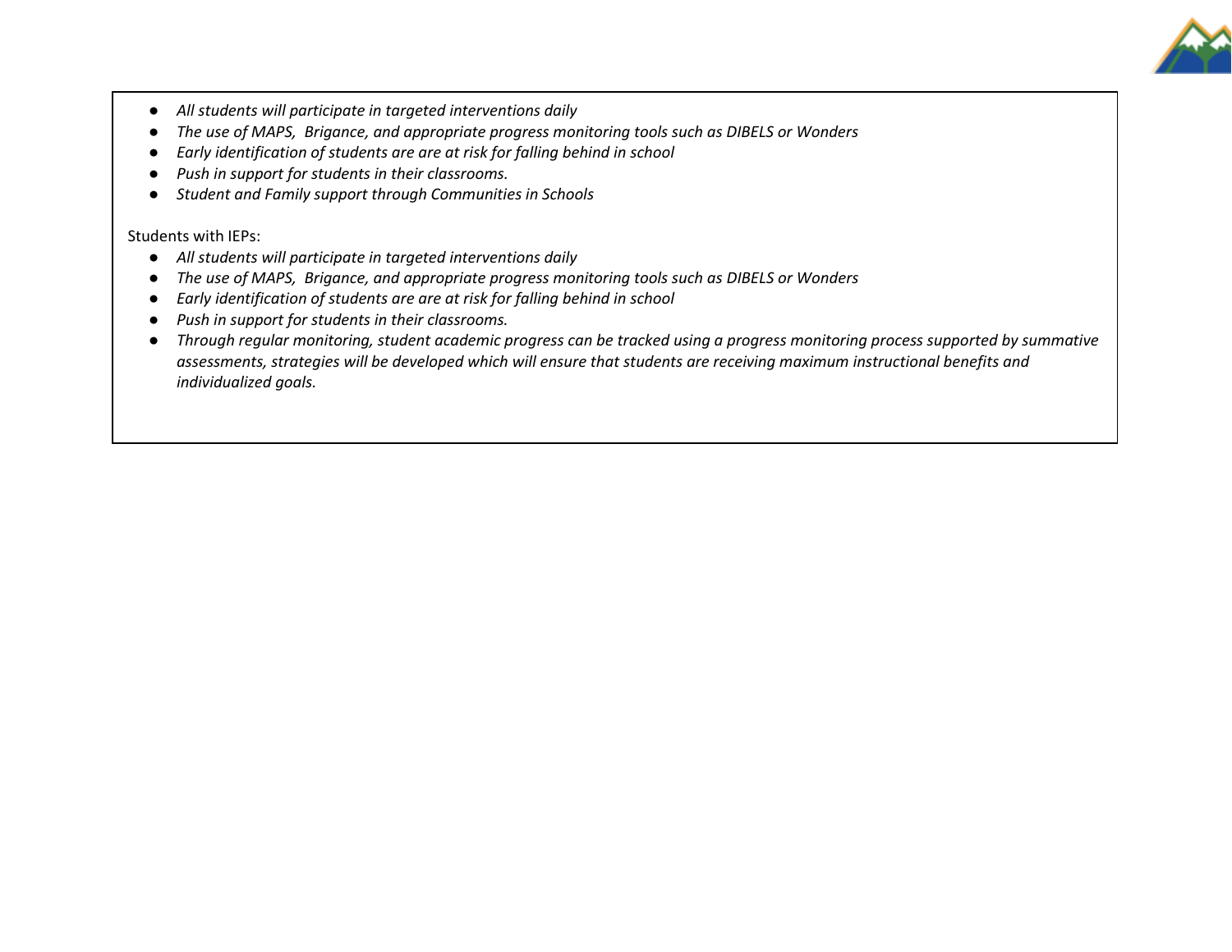- *All students will participate in targeted interventions daily*
- *The use of MAPS,  Brigance, and appropriate progress monitoring tools such as DIBELS or Wonders*
- *Early identification of students are are at risk for falling behind in school*
- *Push in support for students in their classrooms.*
- *Student and Family support through Communities in Schools*

Students with IEPs:

- *All students will participate in targeted interventions daily*
- *The use of MAPS,  Brigance, and appropriate progress monitoring tools such as DIBELS or Wonders*
- *Early identification of students are are at risk for falling behind in school*
- *Push in support for students in their classrooms.*
- *Through regular monitoring, student academic progress can be tracked using a progress monitoring process supported by summative assessments, strategies will be developed which will ensure that students are receiving maximum instructional benefits and individualized goals.*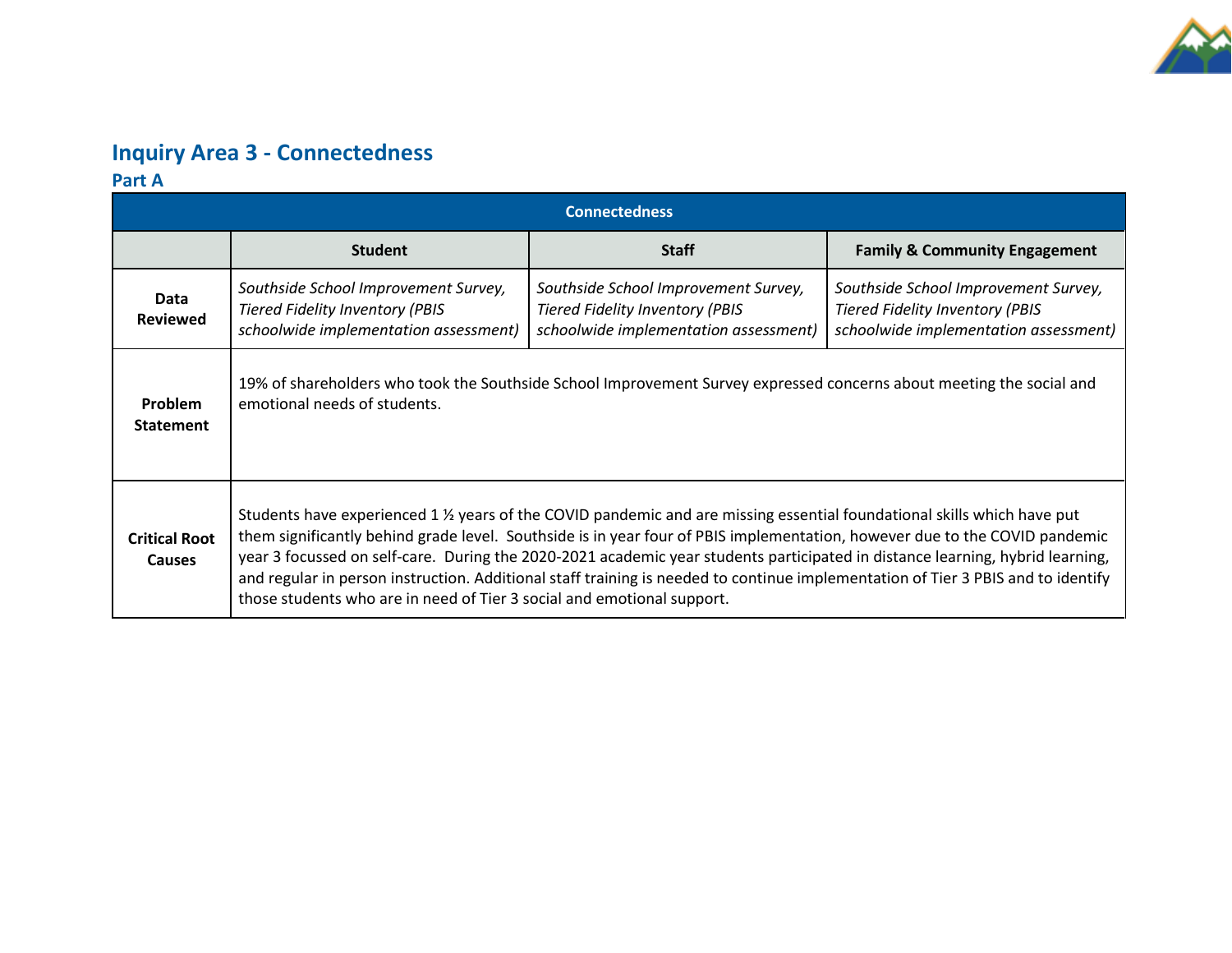## Inquiry Area 3 - Connectedness

### Part A

| Connectedness | | | |
|---|---|---|---|
| | **Student** | **Staff** | **Family & Community Engagement** |
| **Data Reviewed** | *Southside School Improvement Survey, Tiered Fidelity Inventory (PBIS schoolwide implementation assessment)* | *Southside School Improvement Survey, Tiered Fidelity Inventory (PBIS schoolwide implementation assessment)* | *Southside School Improvement Survey, Tiered Fidelity Inventory (PBIS schoolwide implementation assessment)* |
| **Problem Statement** | 19% of shareholders who took the Southside School Improvement Survey expressed concerns about meeting the social and emotional needs of students. | | |
| **Critical Root Causes** | Students have experienced 1 ½ years of the COVID pandemic and are missing essential foundational skills which have put them significantly behind grade level. Southside is in year four of PBIS implementation, however due to the COVID pandemic year 3 focussed on self-care. During the 2020-2021 academic year students participated in distance learning, hybrid learning, and regular in person instruction. Additional staff training is needed to continue implementation of Tier 3 PBIS and to identify those students who are in need of Tier 3 social and emotional support. | | |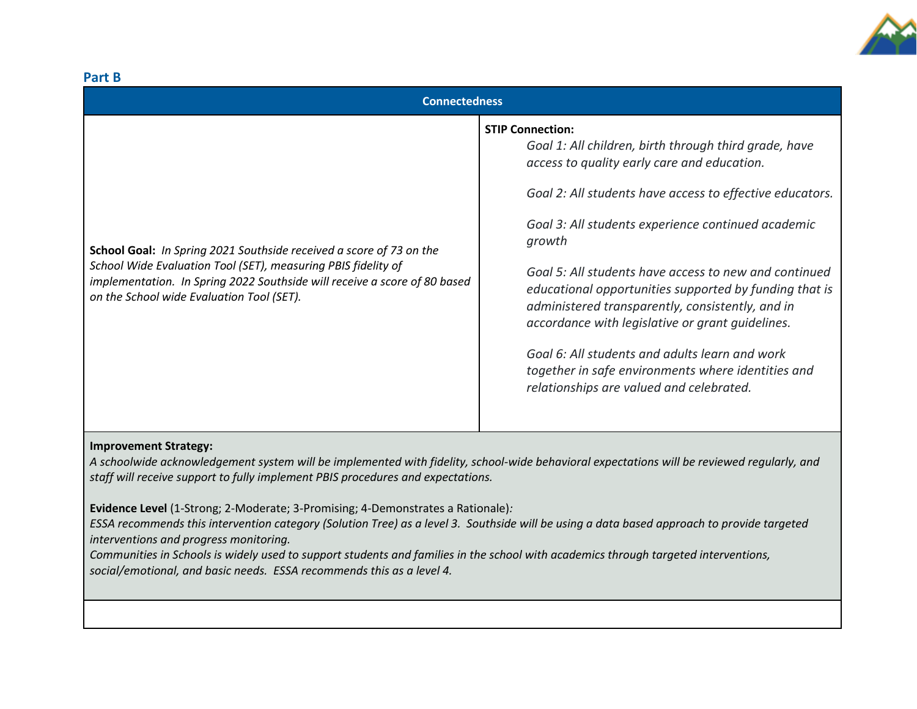## Part B

| Connectedness | |
|---|---|
| **School Goal:** *In Spring 2021 Southside received a score of 73 on the School Wide Evaluation Tool (SET), measuring PBIS fidelity of implementation. In Spring 2022 Southside will receive a score of 80 based on the School wide Evaluation Tool (SET).* | **STIP Connection:**<br>*Goal 1: All children, birth through third grade, have access to quality early care and education.*<br><br>*Goal 2: All students have access to effective educators.*<br><br>*Goal 3: All students experience continued academic growth*<br><br>*Goal 5: All students have access to new and continued educational opportunities supported by funding that is administered transparently, consistently, and in accordance with legislative or grant guidelines.*<br><br>*Goal 6: All students and adults learn and work together in safe environments where identities and relationships are valued and celebrated.* |
| **Improvement Strategy:**<br>*A schoolwide acknowledgement system will be implemented with fidelity, school-wide behavioral expectations will be reviewed regularly, and staff will receive support to fully implement PBIS procedures and expectations.*<br><br>**Evidence Level** (1-Strong; 2-Moderate; 3-Promising; 4-Demonstrates a Rationale)*:*<br>*ESSA recommends this intervention category (Solution Tree) as a level 3. Southside will be using a data based approach to provide targeted interventions and progress monitoring.*<br>*Communities in Schools is widely used to support students and families in the school with academics through targeted interventions, social/emotional, and basic needs. ESSA recommends this as a level 4.* | |
| | |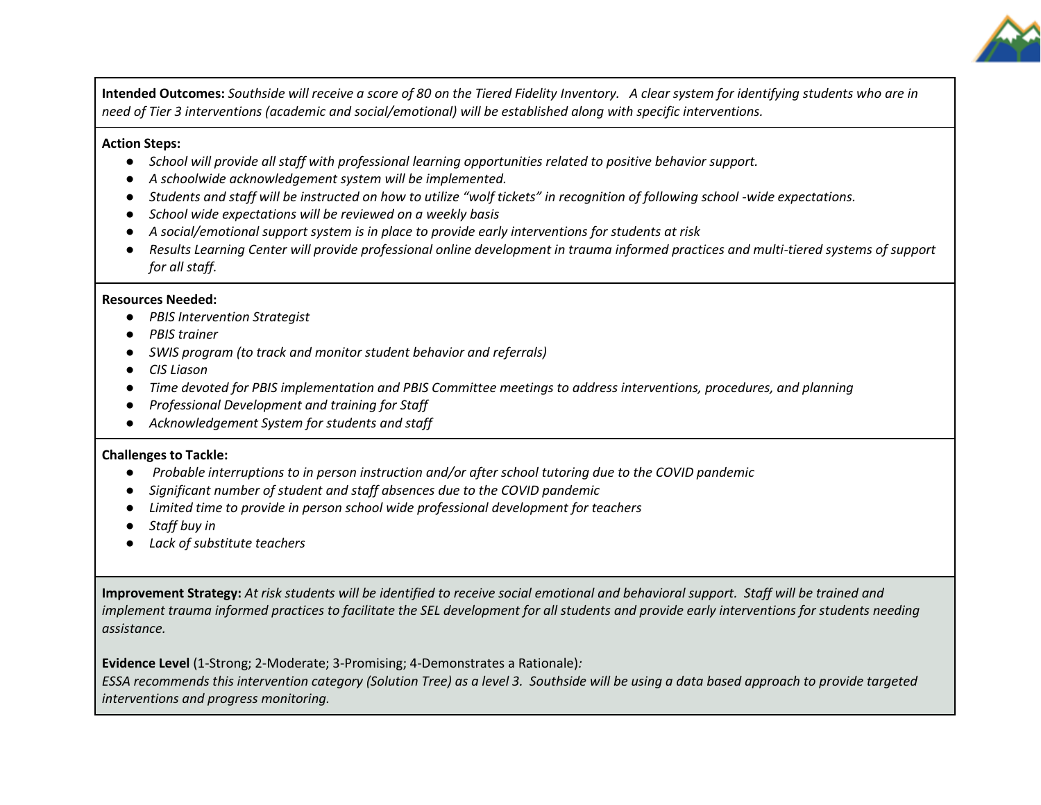**Intended Outcomes:** *Southside will receive a score of 80 on the Tiered Fidelity Inventory. A clear system for identifying students who are in need of Tier 3 interventions (academic and social/emotional) will be established along with specific interventions.*

**Action Steps:**

- *School will provide all staff with professional learning opportunities related to positive behavior support.*
- *A schoolwide acknowledgement system will be implemented.*
- *Students and staff will be instructed on how to utilize "wolf tickets" in recognition of following school -wide expectations.*
- *School wide expectations will be reviewed on a weekly basis*
- *A social/emotional support system is in place to provide early interventions for students at risk*
- *Results Learning Center will provide professional online development in trauma informed practices and multi-tiered systems of support for all staff.*

**Resources Needed:**

- *PBIS Intervention Strategist*
- *PBIS trainer*
- *SWIS program (to track and monitor student behavior and referrals)*
- *CIS Liason*
- *Time devoted for PBIS implementation and PBIS Committee meetings to address interventions, procedures, and planning*
- *Professional Development and training for Staff*
- *Acknowledgement System for students and staff*

**Challenges to Tackle:**

- *Probable interruptions to in person instruction and/or after school tutoring due to the COVID pandemic*
- *Significant number of student and staff absences due to the COVID pandemic*
- *Limited time to provide in person school wide professional development for teachers*
- *Staff buy in*
- *Lack of substitute teachers*

**Improvement Strategy:** *At risk students will be identified to receive social emotional and behavioral support. Staff will be trained and implement trauma informed practices to facilitate the SEL development for all students and provide early interventions for students needing assistance.*

**Evidence Level** (1-Strong; 2-Moderate; 3-Promising; 4-Demonstrates a Rationale)*:*
*ESSA recommends this intervention category (Solution Tree) as a level 3. Southside will be using a data based approach to provide targeted interventions and progress monitoring.*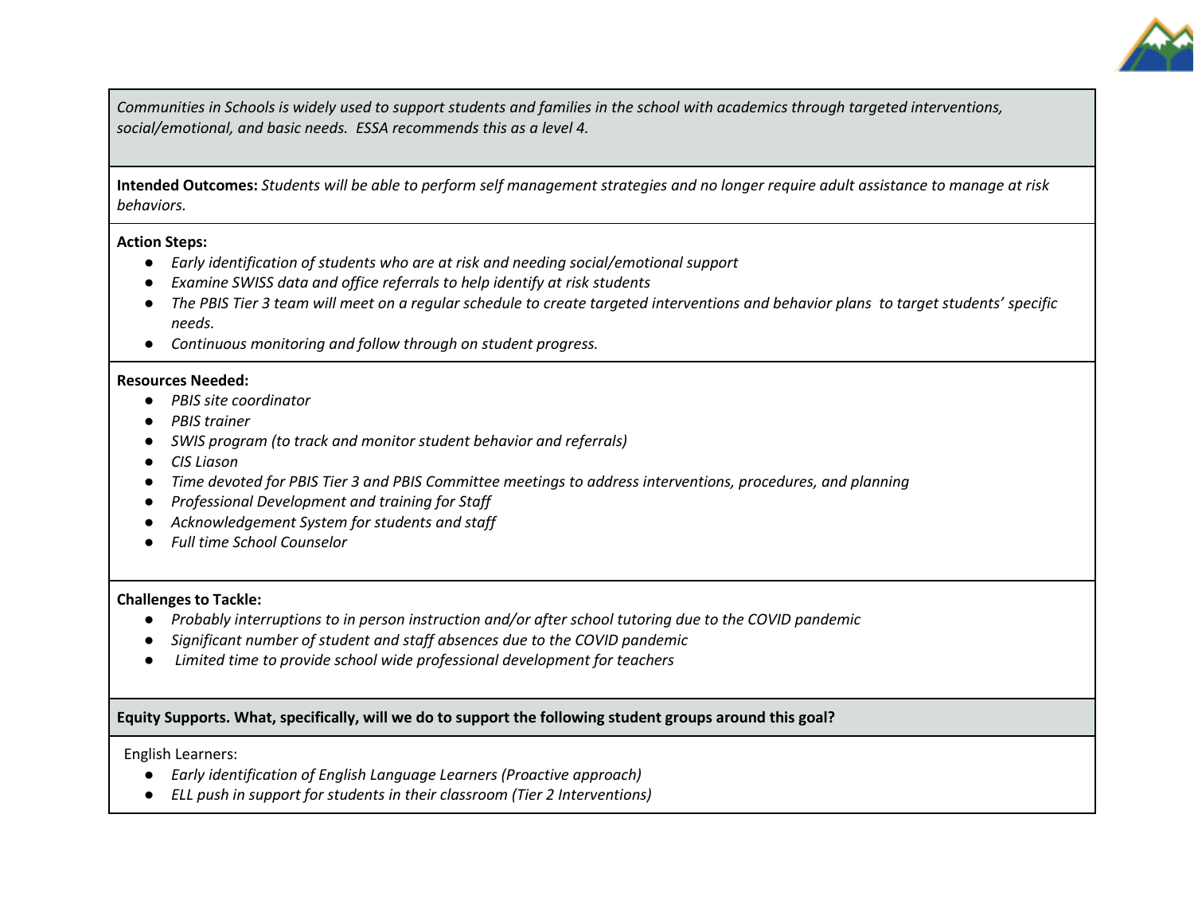*Communities in Schools is widely used to support students and families in the school with academics through targeted interventions, social/emotional, and basic needs. ESSA recommends this as a level 4.*

**Intended Outcomes:** *Students will be able to perform self management strategies and no longer require adult assistance to manage at risk behaviors.*

**Action Steps:**

- *Early identification of students who are at risk and needing social/emotional support*
- *Examine SWISS data and office referrals to help identify at risk students*
- *The PBIS Tier 3 team will meet on a regular schedule to create targeted interventions and behavior plans to target students' specific needs.*
- *Continuous monitoring and follow through on student progress.*

**Resources Needed:**

- *PBIS site coordinator*
- *PBIS trainer*
- *SWIS program (to track and monitor student behavior and referrals)*
- *CIS Liason*
- *Time devoted for PBIS Tier 3 and PBIS Committee meetings to address interventions, procedures, and planning*
- *Professional Development and training for Staff*
- *Acknowledgement System for students and staff*
- *Full time School Counselor*

**Challenges to Tackle:**

- *Probably interruptions to in person instruction and/or after school tutoring due to the COVID pandemic*
- *Significant number of student and staff absences due to the COVID pandemic*
- *Limited time to provide school wide professional development for teachers*

**Equity Supports. What, specifically, will we do to support the following student groups around this goal?**

English Learners:

- *Early identification of English Language Learners (Proactive approach)*
- *ELL push in support for students in their classroom (Tier 2 Interventions)*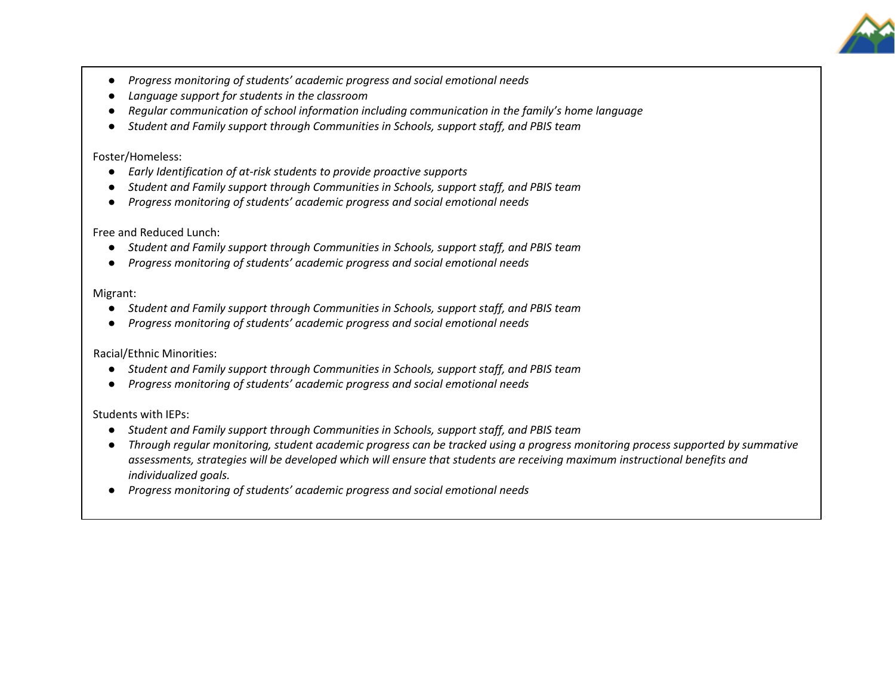- *Progress monitoring of students' academic progress and social emotional needs*
- *Language support for students in the classroom*
- *Regular communication of school information including communication in the family's home language*
- *Student and Family support through Communities in Schools, support staff, and PBIS team*

Foster/Homeless:

- *Early Identification of at-risk students to provide proactive supports*
- *Student and Family support through Communities in Schools, support staff, and PBIS team*
- *Progress monitoring of students' academic progress and social emotional needs*

Free and Reduced Lunch:

- *Student and Family support through Communities in Schools, support staff, and PBIS team*
- *Progress monitoring of students' academic progress and social emotional needs*

Migrant:

- *Student and Family support through Communities in Schools, support staff, and PBIS team*
- *Progress monitoring of students' academic progress and social emotional needs*

Racial/Ethnic Minorities:

- *Student and Family support through Communities in Schools, support staff, and PBIS team*
- *Progress monitoring of students' academic progress and social emotional needs*

Students with IEPs:

- *Student and Family support through Communities in Schools, support staff, and PBIS team*
- *Through regular monitoring, student academic progress can be tracked using a progress monitoring process supported by summative assessments, strategies will be developed which will ensure that students are receiving maximum instructional benefits and individualized goals.*
- *Progress monitoring of students' academic progress and social emotional needs*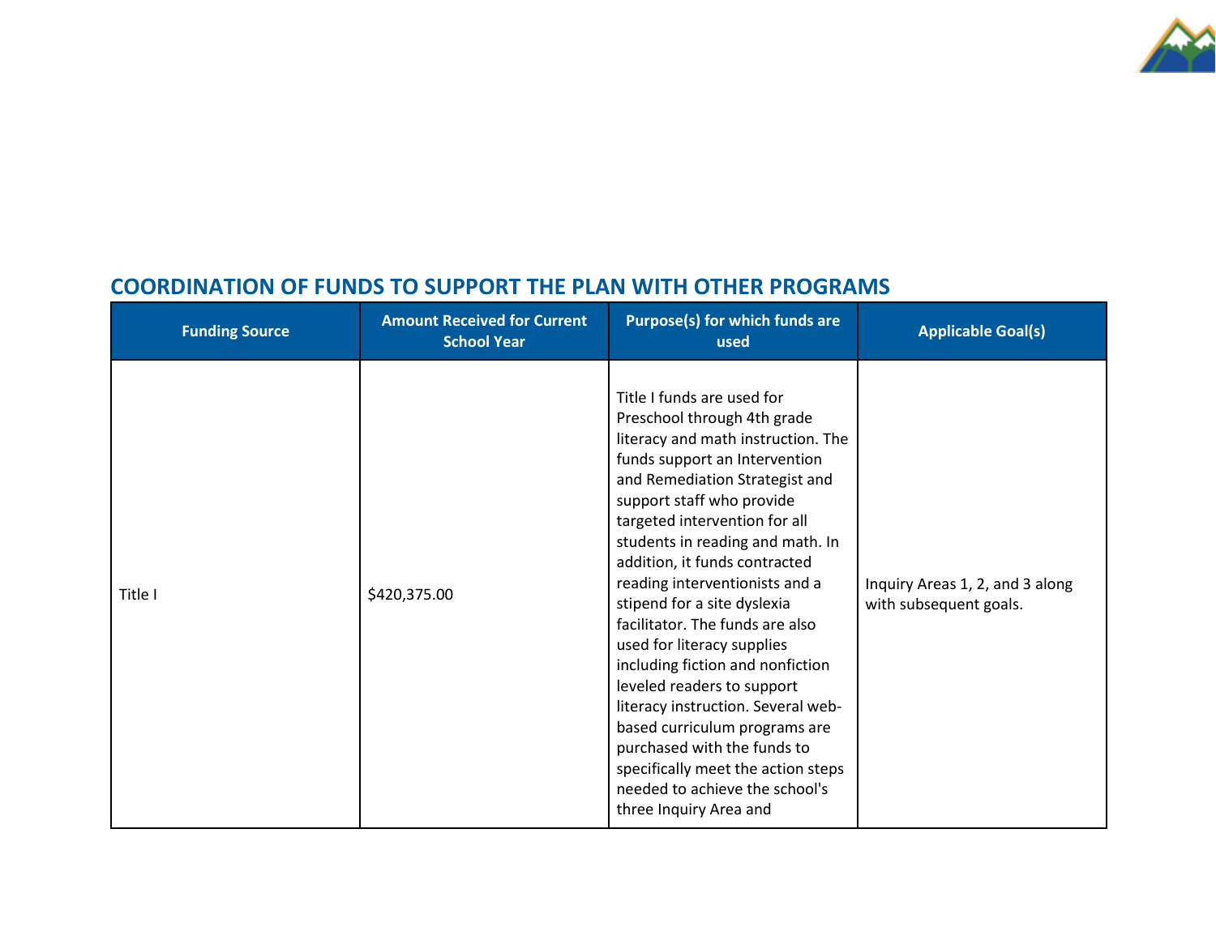## COORDINATION OF FUNDS TO SUPPORT THE PLAN WITH OTHER PROGRAMS

| Funding Source | Amount Received for Current School Year | Purpose(s) for which funds are used | Applicable Goal(s) |
|---|---|---|---|
| Title I | $420,375.00 | Title I funds are used for Preschool through 4th grade literacy and math instruction. The funds support an Intervention and Remediation Strategist and support staff who provide targeted intervention for all students in reading and math. In addition, it funds contracted reading interventionists and a stipend for a site dyslexia facilitator. The funds are also used for literacy supplies including fiction and nonfiction leveled readers to support literacy instruction. Several web-based curriculum programs are purchased with the funds to specifically meet the action steps needed to achieve the school's three Inquiry Area and | Inquiry Areas 1, 2, and 3 along with subsequent goals. |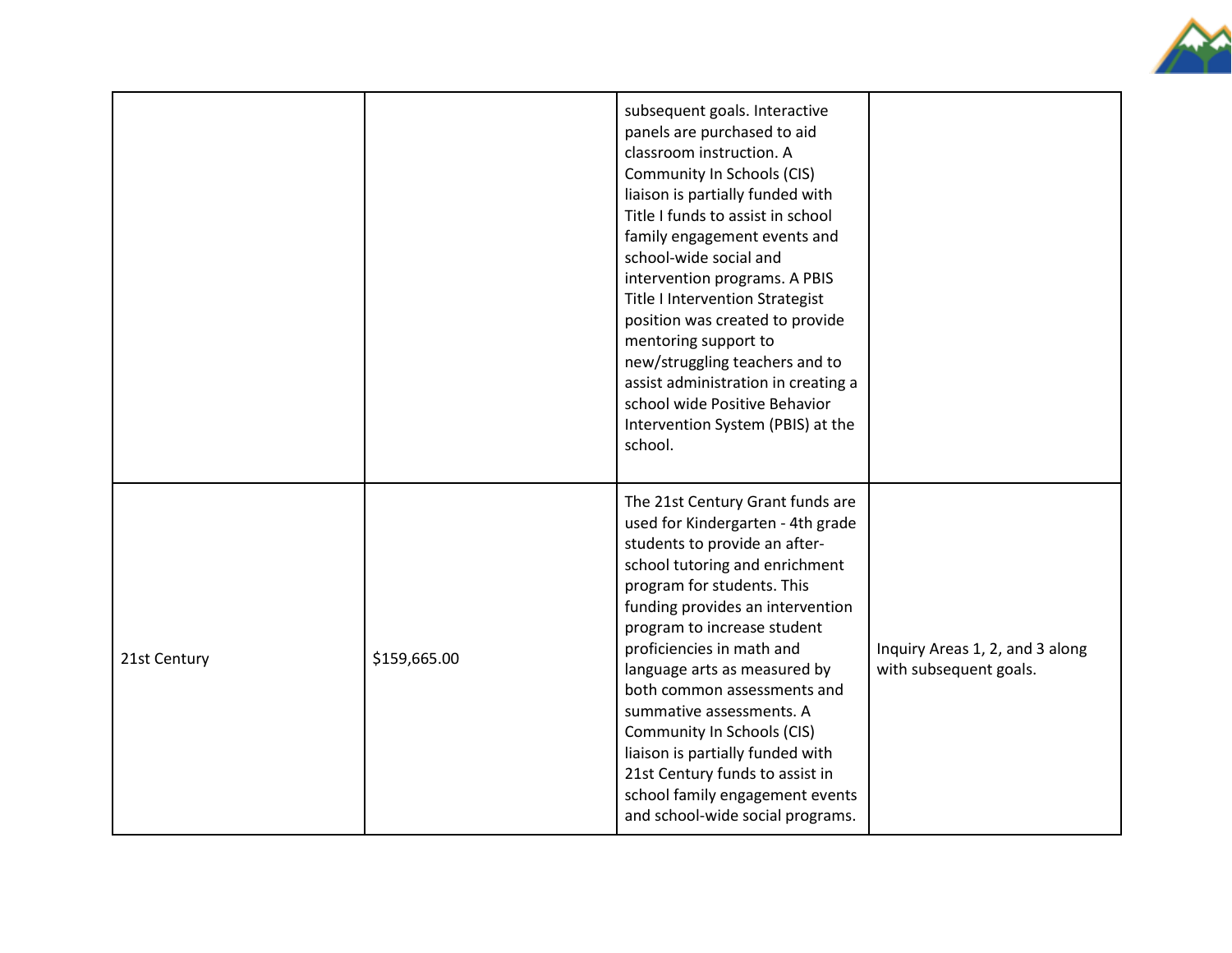|  |  |  |  |
|---|---|---|---|
|  |  | subsequent goals. Interactive panels are purchased to aid classroom instruction. A Community In Schools (CIS) liaison is partially funded with Title I funds to assist in school family engagement events and school-wide social and intervention programs. A PBIS Title I Intervention Strategist position was created to provide mentoring support to new/struggling teachers and to assist administration in creating a school wide Positive Behavior Intervention System (PBIS) at the school. |  |
| 21st Century | $159,665.00 | The 21st Century Grant funds are used for Kindergarten - 4th grade students to provide an after-school tutoring and enrichment program for students. This funding provides an intervention program to increase student proficiencies in math and language arts as measured by both common assessments and summative assessments. A Community In Schools (CIS) liaison is partially funded with 21st Century funds to assist in school family engagement events and school-wide social programs. | Inquiry Areas 1, 2, and 3 along with subsequent goals. |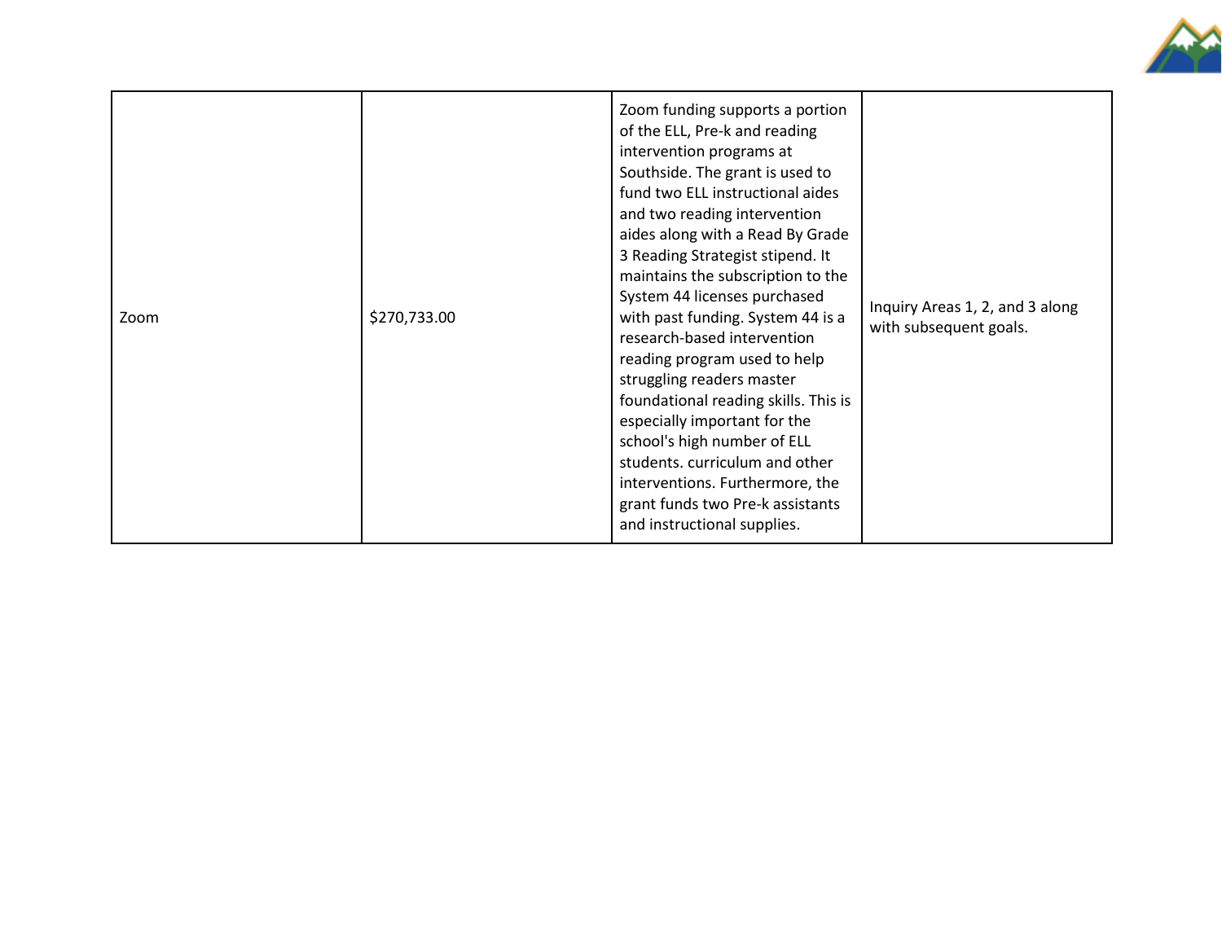| | | | |
|---|---|---|---|
| Zoom | $270,733.00 | Zoom funding supports a portion of the ELL, Pre-k and reading intervention programs at Southside. The grant is used to fund two ELL instructional aides and two reading intervention aides along with a Read By Grade 3 Reading Strategist stipend. It maintains the subscription to the System 44 licenses purchased with past funding. System 44 is a research-based intervention reading program used to help struggling readers master foundational reading skills. This is especially important for the school's high number of ELL students. curriculum and other interventions. Furthermore, the grant funds two Pre-k assistants and instructional supplies. | Inquiry Areas 1, 2, and 3 along with subsequent goals. |